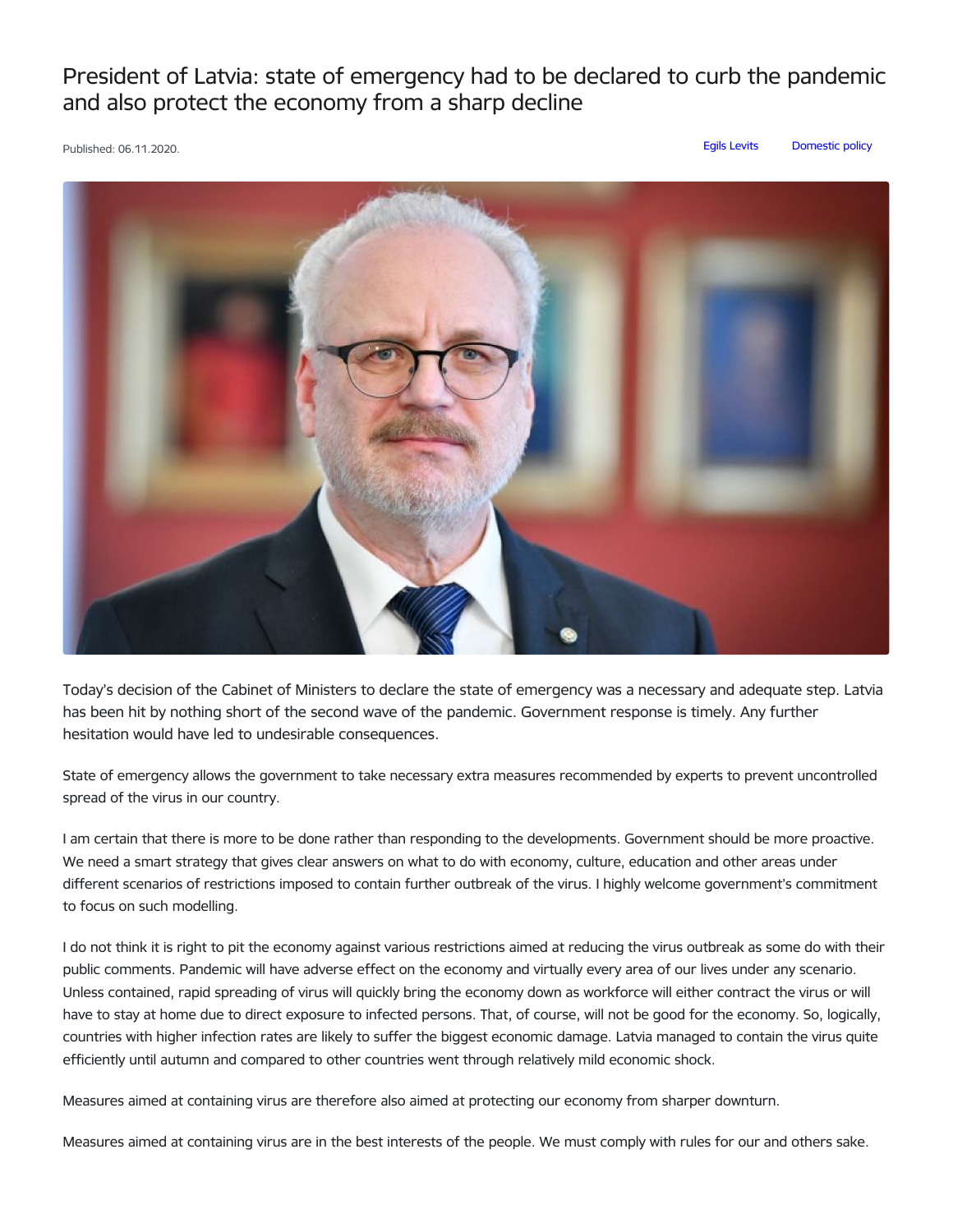# President of Latvia: state of emergency had to be declared to curb the pandemic and also protect the economy from a sharp decline

Published: 06.11.2020.

Egils Levits    Domestic policy

Today's decision of the Cabinet of Ministers to declare the state of emergency was a necessary and adequate step. Latvia has been hit by nothing short of the second wave of the pandemic. Government response is timely. Any further hesitation would have led to undesirable consequences.

State of emergency allows the government to take necessary extra measures recommended by experts to prevent uncontrolled spread of the virus in our country.

I am certain that there is more to be done rather than responding to the developments. Government should be more proactive. We need a smart strategy that gives clear answers on what to do with economy, culture, education and other areas under different scenarios of restrictions imposed to contain further outbreak of the virus. I highly welcome government's commitment to focus on such modelling.

I do not think it is right to pit the economy against various restrictions aimed at reducing the virus outbreak as some do with their public comments. Pandemic will have adverse effect on the economy and virtually every area of our lives under any scenario. Unless contained, rapid spreading of virus will quickly bring the economy down as workforce will either contract the virus or will have to stay at home due to direct exposure to infected persons. That, of course, will not be good for the economy. So, logically, countries with higher infection rates are likely to suffer the biggest economic damage. Latvia managed to contain the virus quite efficiently until autumn and compared to other countries went through relatively mild economic shock.

Measures aimed at containing virus are therefore also aimed at protecting our economy from sharper downturn.

Measures aimed at containing virus are in the best interests of the people. We must comply with rules for our and others sake.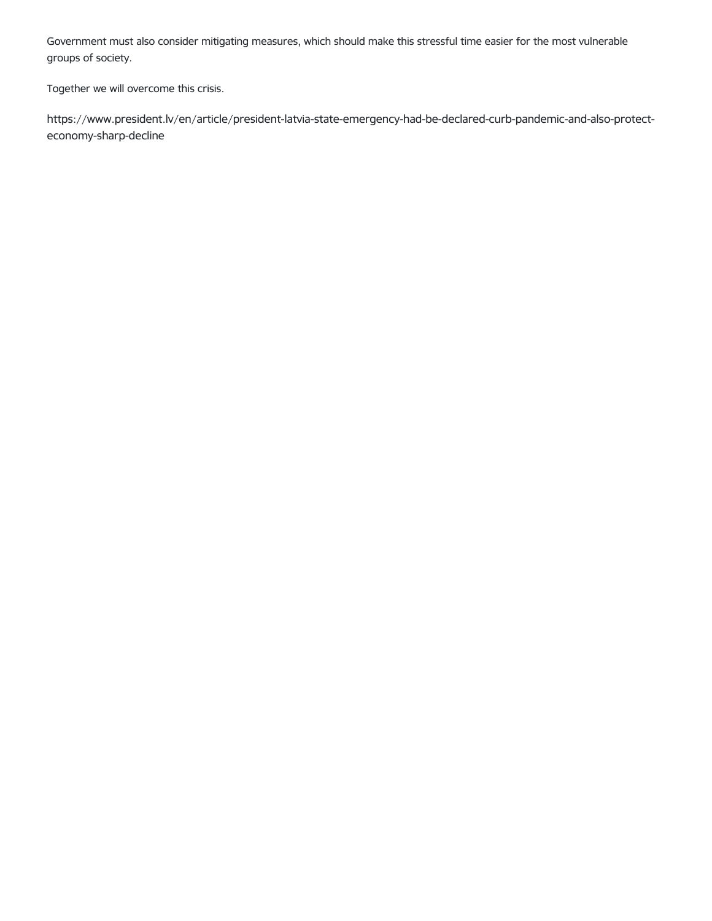Government must also consider mitigating measures, which should make this stressful time easier for the most vulnerable groups of society.

Together we will overcome this crisis.

https://www.president.lv/en/article/president-latvia-state-emergency-had-be-declared-curb-pandemic-and-also-protect-economy-sharp-decline